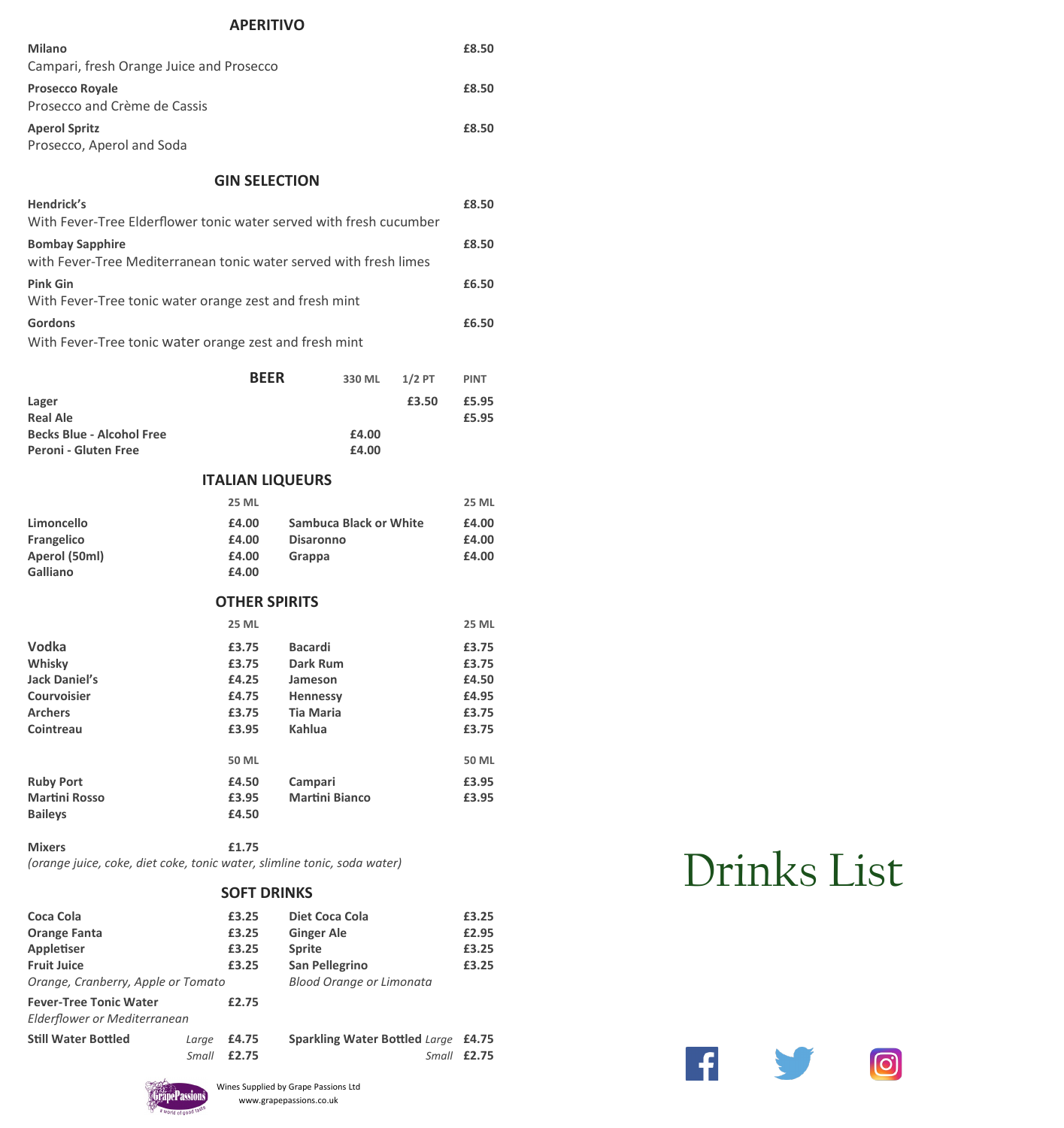## APERITIVO

**Milano** — **£8.50**
Campari, fresh Orange Juice and Prosecco

**Prosecco Royale** — **£8.50**
Prosecco and Crème de Cassis

**Aperol Spritz** — **£8.50**
Prosecco, Aperol and Soda

## GIN SELECTION

**Hendrick's** — **£8.50**
With Fever-Tree Elderflower tonic water served with fresh cucumber

**Bombay Sapphire** — **£8.50**
with Fever-Tree Mediterranean tonic water served with fresh limes

**Pink Gin** — **£6.50**
With Fever-Tree tonic water orange zest and fresh mint

**Gordons** — **£6.50**
With Fever-Tree tonic water orange zest and fresh mint

## BEER

| | 330 ML | 1/2 PT | PINT |
|---|---|---|---|
| **Lager** | | **£3.50** | **£5.95** |
| **Real Ale** | | | **£5.95** |
| **Becks Blue - Alcohol Free** | **£4.00** | | |
| **Peroni - Gluten Free** | **£4.00** | | |

## ITALIAN LIQUEURS

| | 25 ML | | 25 ML |
|---|---|---|---|
| **Limoncello** | **£4.00** | **Sambuca Black or White** | **£4.00** |
| **Frangelico** | **£4.00** | **Disaronno** | **£4.00** |
| **Aperol (50ml)** | **£4.00** | **Grappa** | **£4.00** |
| **Galliano** | **£4.00** | | |

## OTHER SPIRITS

| | 25 ML | | 25 ML |
|---|---|---|---|
| **Vodka** | **£3.75** | **Bacardi** | **£3.75** |
| **Whisky** | **£3.75** | **Dark Rum** | **£3.75** |
| **Jack Daniel's** | **£4.25** | **Jameson** | **£4.50** |
| **Courvoisier** | **£4.75** | **Hennessy** | **£4.95** |
| **Archers** | **£3.75** | **Tia Maria** | **£3.75** |
| **Cointreau** | **£3.95** | **Kahlua** | **£3.75** |

| | 50 ML | | 50 ML |
|---|---|---|---|
| **Ruby Port** | **£4.50** | **Campari** | **£3.95** |
| **Martini Rosso** | **£3.95** | **Martini Bianco** | **£3.95** |
| **Baileys** | **£4.50** | | |

**Mixers** — **£1.75**
*(orange juice, coke, diet coke, tonic water, slimline tonic, soda water)*

## SOFT DRINKS

| | | | |
|---|---|---|---|
| **Coca Cola** | **£3.25** | **Diet Coca Cola** | **£3.25** |
| **Orange Fanta** | **£3.25** | **Ginger Ale** | **£2.95** |
| **Appletiser** | **£3.25** | **Sprite** | **£3.25** |
| **Fruit Juice** *Orange, Cranberry, Apple or Tomato* | **£3.25** | **San Pellegrino** *Blood Orange or Limonata* | **£3.25** |
| **Fever-Tree Tonic Water** *Elderflower or Mediterranean* | **£2.75** | | |
| **Still Water Bottled** *Large* | **£4.75** | **Sparkling Water Bottled** *Large* | **£4.75** |
| *Small* | **£2.75** | *Small* | **£2.75** |

Wines Supplied by Grape Passions Ltd
www.grapepassions.co.uk

# Drinks List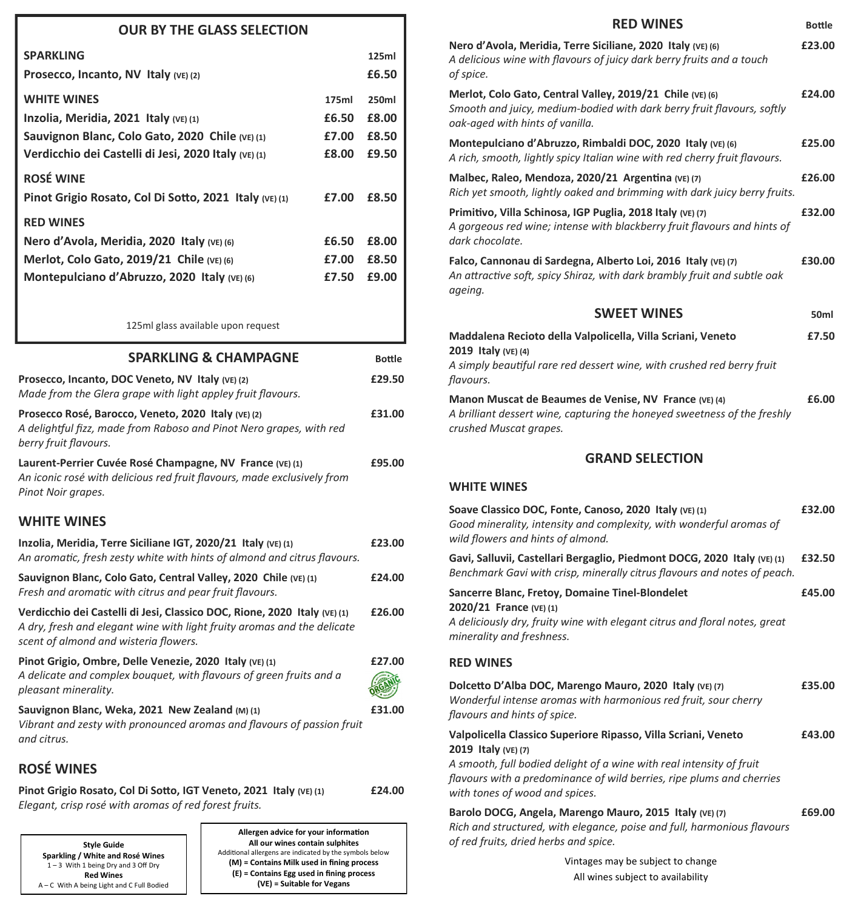## OUR BY THE GLASS SELECTION

| | | |
|---|---|---|
| **SPARKLING** | | **125ml** |
| **Prosecco, Incanto, NV Italy (VE) (2)** | | **£6.50** |
| **WHITE WINES** | **175ml** | **250ml** |
| **Inzolia, Meridia, 2021 Italy (VE) (1)** | **£6.50** | **£8.00** |
| **Sauvignon Blanc, Colo Gato, 2020 Chile (VE) (1)** | **£7.00** | **£8.50** |
| **Verdicchio dei Castelli di Jesi, 2020 Italy (VE) (1)** | **£8.00** | **£9.50** |
| **ROSÉ WINE** | | |
| **Pinot Grigio Rosato, Col Di Sotto, 2021 Italy (VE) (1)** | **£7.00** | **£8.50** |
| **RED WINES** | | |
| **Nero d'Avola, Meridia, 2020 Italy (VE) (6)** | **£6.50** | **£8.00** |
| **Merlot, Colo Gato, 2019/21 Chile (VE) (6)** | **£7.00** | **£8.50** |
| **Montepulciano d'Abruzzo, 2020 Italy (VE) (6)** | **£7.50** | **£9.00** |

125ml glass available upon request

## SPARKLING & CHAMPAGNE

**Bottle**

**Prosecco, Incanto, DOC Veneto, NV Italy (VE) (2)** **£29.50**
*Made from the Glera grape with light appley fruit flavours.*

**Prosecco Rosé, Barocco, Veneto, 2020 Italy (VE) (2)** **£31.00**
*A delightful fizz, made from Raboso and Pinot Nero grapes, with red berry fruit flavours.*

**Laurent-Perrier Cuvée Rosé Champagne, NV France (VE) (1)** **£95.00**
*An iconic rosé with delicious red fruit flavours, made exclusively from Pinot Noir grapes.*

## WHITE WINES

**Inzolia, Meridia, Terre Siciliane IGT, 2020/21 Italy (VE) (1)** **£23.00**
*An aromatic, fresh zesty white with hints of almond and citrus flavours.*

**Sauvignon Blanc, Colo Gato, Central Valley, 2020 Chile (VE) (1)** **£24.00**
*Fresh and aromatic with citrus and pear fruit flavours.*

**Verdicchio dei Castelli di Jesi, Classico DOC, Rione, 2020 Italy (VE) (1)** **£26.00**
*A dry, fresh and elegant wine with light fruity aromas and the delicate scent of almond and wisteria flowers.*

**Pinot Grigio, Ombre, Delle Venezie, 2020 Italy (VE) (1)** **£27.00**
*A delicate and complex bouquet, with flavours of green fruits and a pleasant minerality.*
ORGANIC

**Sauvignon Blanc, Weka, 2021 New Zealand (M) (1)** **£31.00**
*Vibrant and zesty with pronounced aromas and flavours of passion fruit and citrus.*

## ROSÉ WINES

**Pinot Grigio Rosato, Col Di Sotto, IGT Veneto, 2021 Italy (VE) (1)** **£24.00**
*Elegant, crisp rosé with aromas of red forest fruits.*

**Style Guide**
**Sparkling / White and Rosé Wines**
1 – 3 With 1 being Dry and 3 Off Dry
**Red Wines**
A – C With A being Light and C Full Bodied

**Allergen advice for your information**
**All our wines contain sulphites**
Additional allergens are indicated by the symbols below
**(M) = Contains Milk used in fining process**
**(E) = Contains Egg used in fining process**
**(VE) = Suitable for Vegans**

## RED WINES

**Bottle**

**Nero d'Avola, Meridia, Terre Siciliane, 2020 Italy (VE) (6)** **£23.00**
*A delicious wine with flavours of juicy dark berry fruits and a touch of spice.*

**Merlot, Colo Gato, Central Valley, 2019/21 Chile (VE) (6)** **£24.00**
*Smooth and juicy, medium-bodied with dark berry fruit flavours, softly oak-aged with hints of vanilla.*

**Montepulciano d'Abruzzo, Rimbaldi DOC, 2020 Italy (VE) (6)** **£25.00**
*A rich, smooth, lightly spicy Italian wine with red cherry fruit flavours.*

**Malbec, Raleo, Mendoza, 2020/21 Argentina (VE) (7)** **£26.00**
*Rich yet smooth, lightly oaked and brimming with dark juicy berry fruits.*

**Primitivo, Villa Schinosa, IGP Puglia, 2018 Italy (VE) (7)** **£32.00**
*A gorgeous red wine; intense with blackberry fruit flavours and hints of dark chocolate.*

**Falco, Cannonau di Sardegna, Alberto Loi, 2016 Italy (VE) (7)** **£30.00**
*An attractive soft, spicy Shiraz, with dark brambly fruit and subtle oak ageing.*

## SWEET WINES

**50ml**

**Maddalena Recioto della Valpolicella, Villa Scriani, Veneto 2019 Italy (VE) (4)** **£7.50**
*A simply beautiful rare red dessert wine, with crushed red berry fruit flavours.*

**Manon Muscat de Beaumes de Venise, NV France (VE) (4)** **£6.00**
*A brilliant dessert wine, capturing the honeyed sweetness of the freshly crushed Muscat grapes.*

## GRAND SELECTION

### WHITE WINES

**Soave Classico DOC, Fonte, Canoso, 2020 Italy (VE) (1)** **£32.00**
*Good minerality, intensity and complexity, with wonderful aromas of wild flowers and hints of almond.*

**Gavi, Salluvii, Castellari Bergaglio, Piedmont DOCG, 2020 Italy (VE) (1)** **£32.50**
*Benchmark Gavi with crisp, minerally citrus flavours and notes of peach.*

**Sancerre Blanc, Fretoy, Domaine Tinel-Blondelet 2020/21 France (VE) (1)** **£45.00**
*A deliciously dry, fruity wine with elegant citrus and floral notes, great minerality and freshness.*

### RED WINES

**Dolcetto D'Alba DOC, Marengo Mauro, 2020 Italy (VE) (7)** **£35.00**
*Wonderful intense aromas with harmonious red fruit, sour cherry flavours and hints of spice.*

**Valpolicella Classico Superiore Ripasso, Villa Scriani, Veneto 2019 Italy (VE) (7)** **£43.00**
*A smooth, full bodied delight of a wine with real intensity of fruit flavours with a predominance of wild berries, ripe plums and cherries with tones of wood and spices.*

**Barolo DOCG, Angela, Marengo Mauro, 2015 Italy (VE) (7)** **£69.00**
*Rich and structured, with elegance, poise and full, harmonious flavours of red fruits, dried herbs and spice.*

Vintages may be subject to change
All wines subject to availability